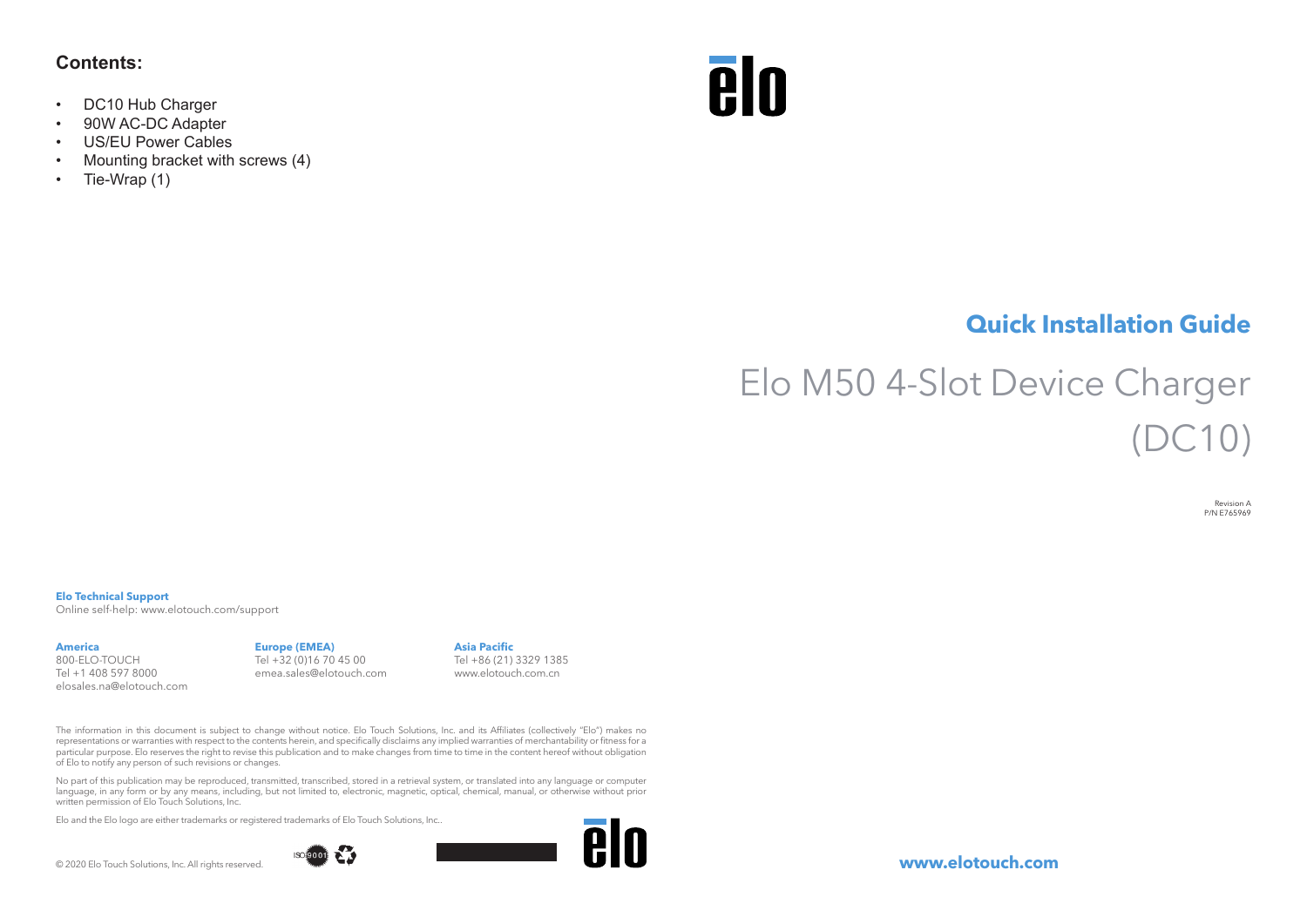**Contents:**

- DC10 Hub Charger
- 90W AC-DC Adapter
- US/EU Power Cables
- Mounting bracket with screws (4)
- Tie-Wrap (1)

## Quick Installation Guide

# Elo M50 4-Slot Device Charger (DC10)

Revision A
P/N E765969

**Elo Technical Support**
Online self-help: www.elotouch.com/support

**America**
800-ELO-TOUCH
Tel +1 408 597 8000
elosales.na@elotouch.com

**Europe (EMEA)**
Tel +32 (0)16 70 45 00
emea.sales@elotouch.com

**Asia Pacific**
Tel +86 (21) 3329 1385
www.elotouch.com.cn

The information in this document is subject to change without notice. Elo Touch Solutions, Inc. and its Affiliates (collectively "Elo") makes no representations or warranties with respect to the contents herein, and specifically disclaims any implied warranties of merchantability or fitness for a particular purpose. Elo reserves the right to revise this publication and to make changes from time to time in the content hereof without obligation of Elo to notify any person of such revisions or changes.

No part of this publication may be reproduced, transmitted, transcribed, stored in a retrieval system, or translated into any language or computer language, in any form or by any means, including, but not limited to, electronic, magnetic, optical, chemical, manual, or otherwise without prior written permission of Elo Touch Solutions, Inc.

Elo and the Elo logo are either trademarks or registered trademarks of Elo Touch Solutions, Inc..

© 2020 Elo Touch Solutions, Inc. All rights reserved.

ISO 9001

**www.elotouch.com**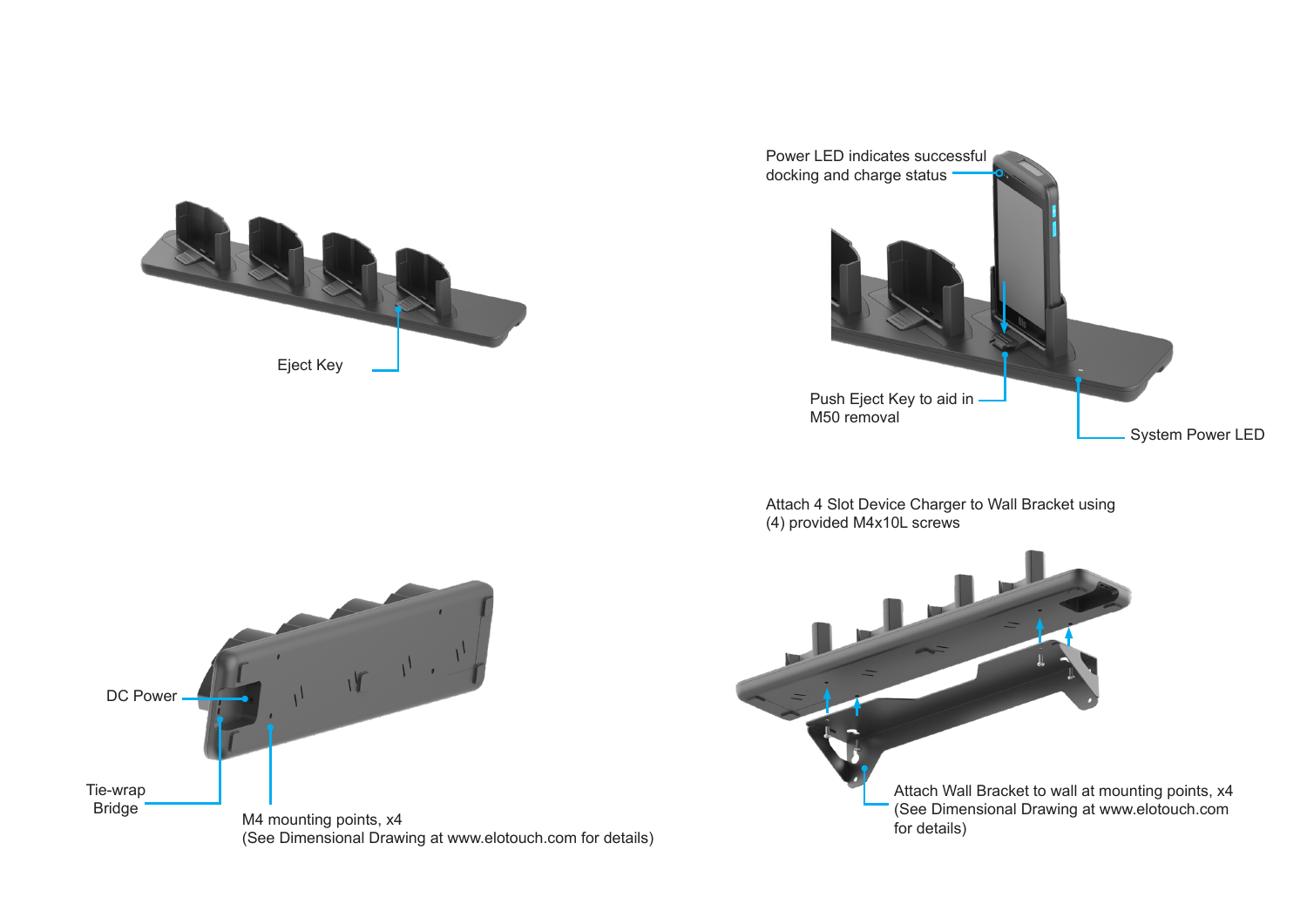Eject Key

Power LED indicates successful docking and charge status

Push Eject Key to aid in M50 removal

System Power LED

DC Power

Tie-wrap Bridge

M4 mounting points, x4
(See Dimensional Drawing at www.elotouch.com for details)

Attach 4 Slot Device Charger to Wall Bracket using (4) provided M4x10L screws

Attach Wall Bracket to wall at mounting points, x4
(See Dimensional Drawing at www.elotouch.com for details)